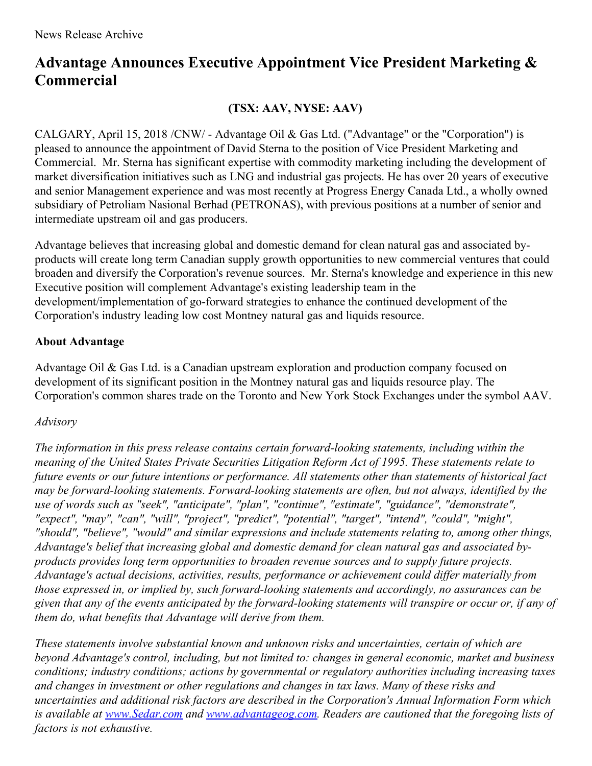News Release Archive

# Advantage Announces Executive Appointment Vice President Marketing & Commercial

**(TSX: AAV, NYSE: AAV)**

CALGARY, April 15, 2018 /CNW/ - Advantage Oil & Gas Ltd. ("Advantage" or the "Corporation") is pleased to announce the appointment of David Sterna to the position of Vice President Marketing and Commercial. Mr. Sterna has significant expertise with commodity marketing including the development of market diversification initiatives such as LNG and industrial gas projects. He has over 20 years of executive and senior Management experience and was most recently at Progress Energy Canada Ltd., a wholly owned subsidiary of Petroliam Nasional Berhad (PETRONAS), with previous positions at a number of senior and intermediate upstream oil and gas producers.

Advantage believes that increasing global and domestic demand for clean natural gas and associated by-products will create long term Canadian supply growth opportunities to new commercial ventures that could broaden and diversify the Corporation's revenue sources. Mr. Sterna's knowledge and experience in this new Executive position will complement Advantage's existing leadership team in the development/implementation of go-forward strategies to enhance the continued development of the Corporation's industry leading low cost Montney natural gas and liquids resource.

**About Advantage**

Advantage Oil & Gas Ltd. is a Canadian upstream exploration and production company focused on development of its significant position in the Montney natural gas and liquids resource play. The Corporation's common shares trade on the Toronto and New York Stock Exchanges under the symbol AAV.

*Advisory*

*The information in this press release contains certain forward-looking statements, including within the meaning of the United States Private Securities Litigation Reform Act of 1995. These statements relate to future events or our future intentions or performance. All statements other than statements of historical fact may be forward-looking statements. Forward-looking statements are often, but not always, identified by the use of words such as "seek", "anticipate", "plan", "continue", "estimate", "guidance", "demonstrate", "expect", "may", "can", "will", "project", "predict", "potential", "target", "intend", "could", "might", "should", "believe", "would" and similar expressions and include statements relating to, among other things, Advantage's belief that increasing global and domestic demand for clean natural gas and associated by-products provides long term opportunities to broaden revenue sources and to supply future projects. Advantage's actual decisions, activities, results, performance or achievement could differ materially from those expressed in, or implied by, such forward-looking statements and accordingly, no assurances can be given that any of the events anticipated by the forward-looking statements will transpire or occur or, if any of them do, what benefits that Advantage will derive from them.*

*These statements involve substantial known and unknown risks and uncertainties, certain of which are beyond Advantage's control, including, but not limited to: changes in general economic, market and business conditions; industry conditions; actions by governmental or regulatory authorities including increasing taxes and changes in investment or other regulations and changes in tax laws. Many of these risks and uncertainties and additional risk factors are described in the Corporation's Annual Information Form which is available at [www.Sedar.com](www.Sedar.com) and [www.advantageog.com](www.advantageog.com). Readers are cautioned that the foregoing lists of factors is not exhaustive.*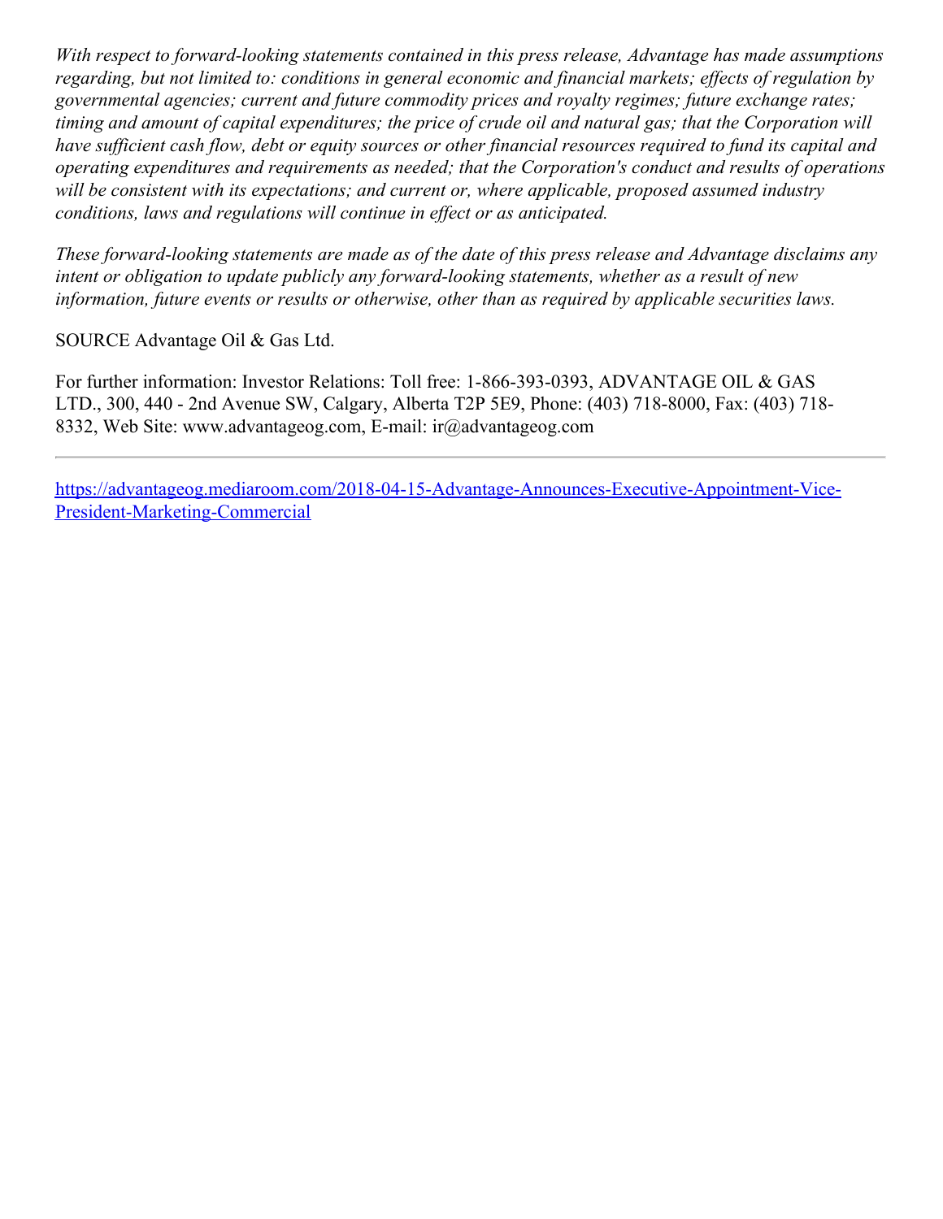*With respect to forward-looking statements contained in this press release, Advantage has made assumptions regarding, but not limited to: conditions in general economic and financial markets; effects of regulation by governmental agencies; current and future commodity prices and royalty regimes; future exchange rates; timing and amount of capital expenditures; the price of crude oil and natural gas; that the Corporation will have sufficient cash flow, debt or equity sources or other financial resources required to fund its capital and operating expenditures and requirements as needed; that the Corporation's conduct and results of operations will be consistent with its expectations; and current or, where applicable, proposed assumed industry conditions, laws and regulations will continue in effect or as anticipated.*

*These forward-looking statements are made as of the date of this press release and Advantage disclaims any intent or obligation to update publicly any forward-looking statements, whether as a result of new information, future events or results or otherwise, other than as required by applicable securities laws.*

SOURCE Advantage Oil & Gas Ltd.

For further information: Investor Relations: Toll free: 1-866-393-0393, ADVANTAGE OIL & GAS LTD., 300, 440 - 2nd Avenue SW, Calgary, Alberta T2P 5E9, Phone: (403) 718-8000, Fax: (403) 718-8332, Web Site: www.advantageog.com, E-mail: ir@advantageog.com

---

https://advantageog.mediaroom.com/2018-04-15-Advantage-Announces-Executive-Appointment-Vice-President-Marketing-Commercial